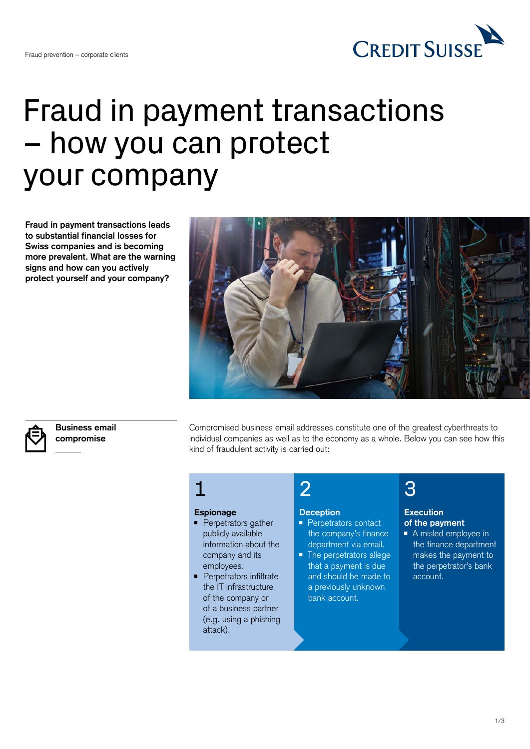# Fraud in payment transactions – how you can protect your company

**Fraud in payment transactions leads to substantial financial losses for Swiss companies and is becoming more prevalent. What are the warning signs and how can you actively protect yourself and your company?**

## Business email compromise

Compromised business email addresses constitute one of the greatest cyberthreats to individual companies as well as to the economy as a whole. Below you can see how this kind of fraudulent activity is carried out:

### 1 Espionage

- Perpetrators gather publicly available information about the company and its employees.
- Perpetrators infiltrate the IT infrastructure of the company or of a business partner (e.g. using a phishing attack).

### 2 Deception

- Perpetrators contact the company's finance department via email.
- The perpetrators allege that a payment is due and should be made to a previously unknown bank account.

### 3 Execution of the payment

- A misled employee in the finance department makes the payment to the perpetrator's bank account.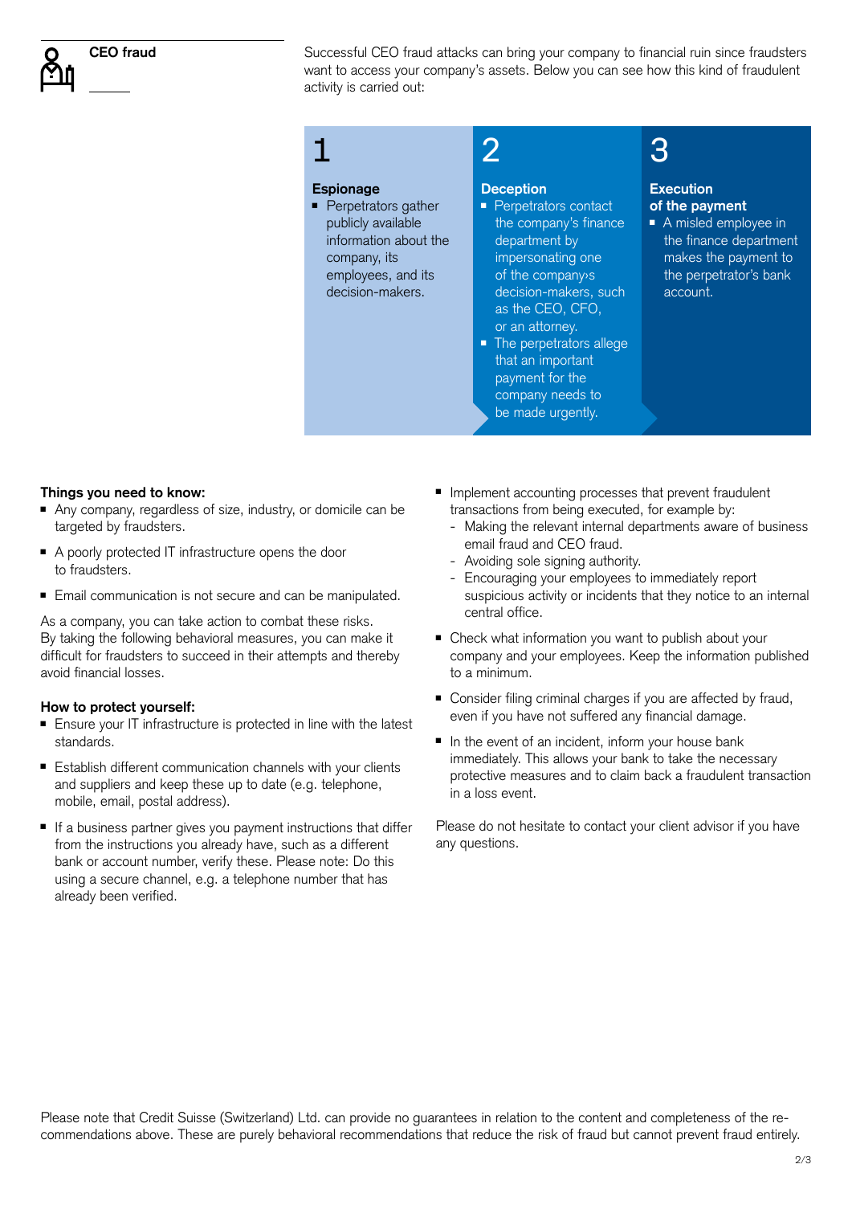## CEO fraud

Successful CEO fraud attacks can bring your company to financial ruin since fraudsters want to access your company's assets. Below you can see how this kind of fraudulent activity is carried out:

**1**

**Espionage**
- Perpetrators gather publicly available information about the company, its employees, and its decision-makers.

**2**

**Deception**
- Perpetrators contact the company's finance department by impersonating one of the company›s decision-makers, such as the CEO, CFO, or an attorney.
- The perpetrators allege that an important payment for the company needs to be made urgently.

**3**

**Execution of the payment**
- A misled employee in the finance department makes the payment to the perpetrator's bank account.

**Things you need to know:**
- Any company, regardless of size, industry, or domicile can be targeted by fraudsters.
- A poorly protected IT infrastructure opens the door to fraudsters.
- Email communication is not secure and can be manipulated.

As a company, you can take action to combat these risks. By taking the following behavioral measures, you can make it difficult for fraudsters to succeed in their attempts and thereby avoid financial losses.

**How to protect yourself:**
- Ensure your IT infrastructure is protected in line with the latest standards.
- Establish different communication channels with your clients and suppliers and keep these up to date (e.g. telephone, mobile, email, postal address).
- If a business partner gives you payment instructions that differ from the instructions you already have, such as a different bank or account number, verify these. Please note: Do this using a secure channel, e.g. a telephone number that has already been verified.
- Implement accounting processes that prevent fraudulent transactions from being executed, for example by:
  - Making the relevant internal departments aware of business email fraud and CEO fraud.
  - Avoiding sole signing authority.
  - Encouraging your employees to immediately report suspicious activity or incidents that they notice to an internal central office.
- Check what information you want to publish about your company and your employees. Keep the information published to a minimum.
- Consider filing criminal charges if you are affected by fraud, even if you have not suffered any financial damage.
- In the event of an incident, inform your house bank immediately. This allows your bank to take the necessary protective measures and to claim back a fraudulent transaction in a loss event.

Please do not hesitate to contact your client advisor if you have any questions.

Please note that Credit Suisse (Switzerland) Ltd. can provide no guarantees in relation to the content and completeness of the recommendations above. These are purely behavioral recommendations that reduce the risk of fraud but cannot prevent fraud entirely.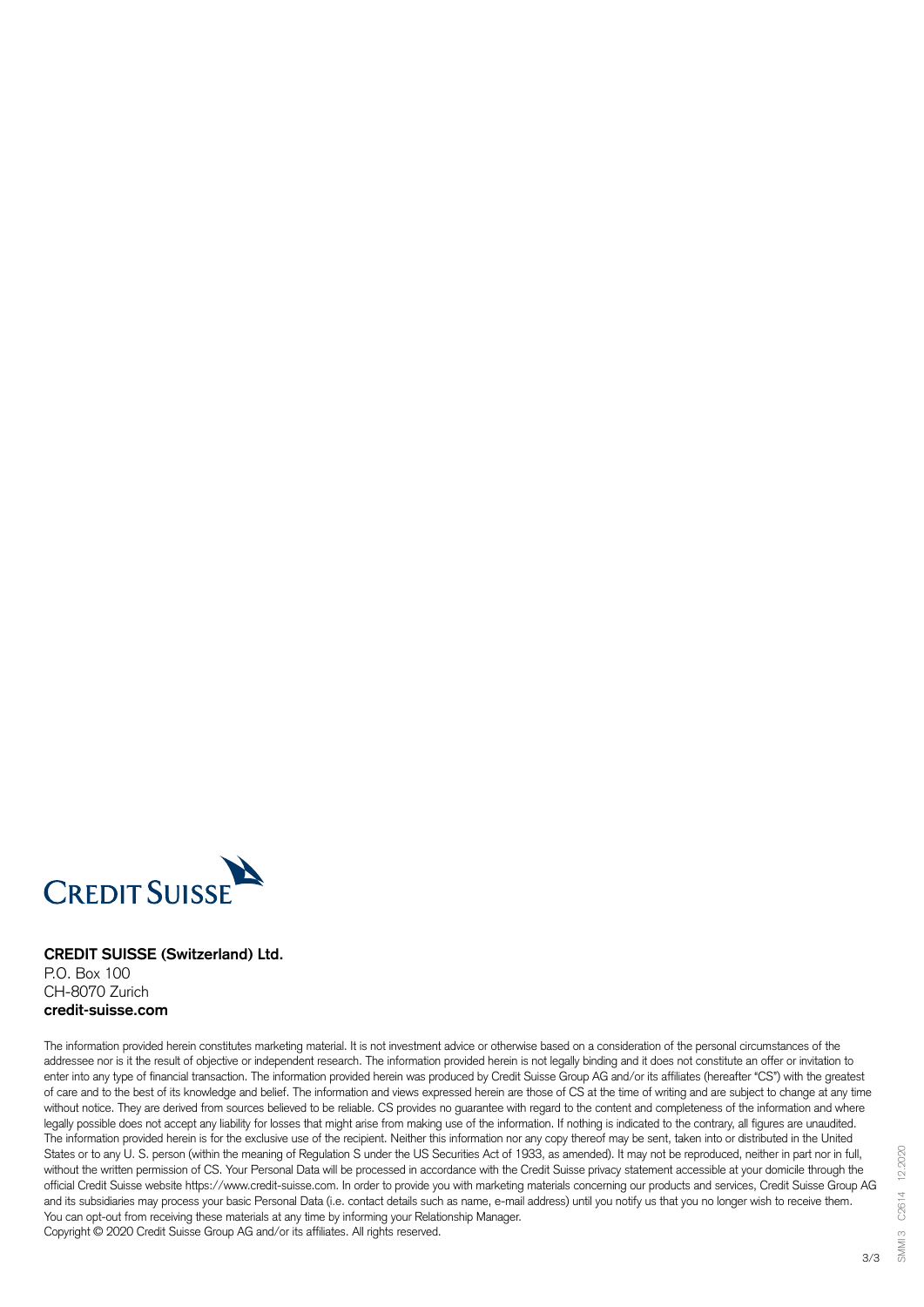**CREDIT SUISSE (Switzerland) Ltd.**
P.O. Box 100
CH-8070 Zurich
**credit-suisse.com**

The information provided herein constitutes marketing material. It is not investment advice or otherwise based on a consideration of the personal circumstances of the addressee nor is it the result of objective or independent research. The information provided herein is not legally binding and it does not constitute an offer or invitation to enter into any type of financial transaction. The information provided herein was produced by Credit Suisse Group AG and/or its affiliates (hereafter "CS") with the greatest of care and to the best of its knowledge and belief. The information and views expressed herein are those of CS at the time of writing and are subject to change at any time without notice. They are derived from sources believed to be reliable. CS provides no guarantee with regard to the content and completeness of the information and where legally possible does not accept any liability for losses that might arise from making use of the information. If nothing is indicated to the contrary, all figures are unaudited. The information provided herein is for the exclusive use of the recipient. Neither this information nor any copy thereof may be sent, taken into or distributed in the United States or to any U. S. person (within the meaning of Regulation S under the US Securities Act of 1933, as amended). It may not be reproduced, neither in part nor in full, without the written permission of CS. Your Personal Data will be processed in accordance with the Credit Suisse privacy statement accessible at your domicile through the official Credit Suisse website https://www.credit-suisse.com. In order to provide you with marketing materials concerning our products and services, Credit Suisse Group AG and its subsidiaries may process your basic Personal Data (i.e. contact details such as name, e-mail address) until you notify us that you no longer wish to receive them. You can opt-out from receiving these materials at any time by informing your Relationship Manager.
Copyright © 2020 Credit Suisse Group AG and/or its affiliates. All rights reserved.

SMMI 3 C2614 12.2020